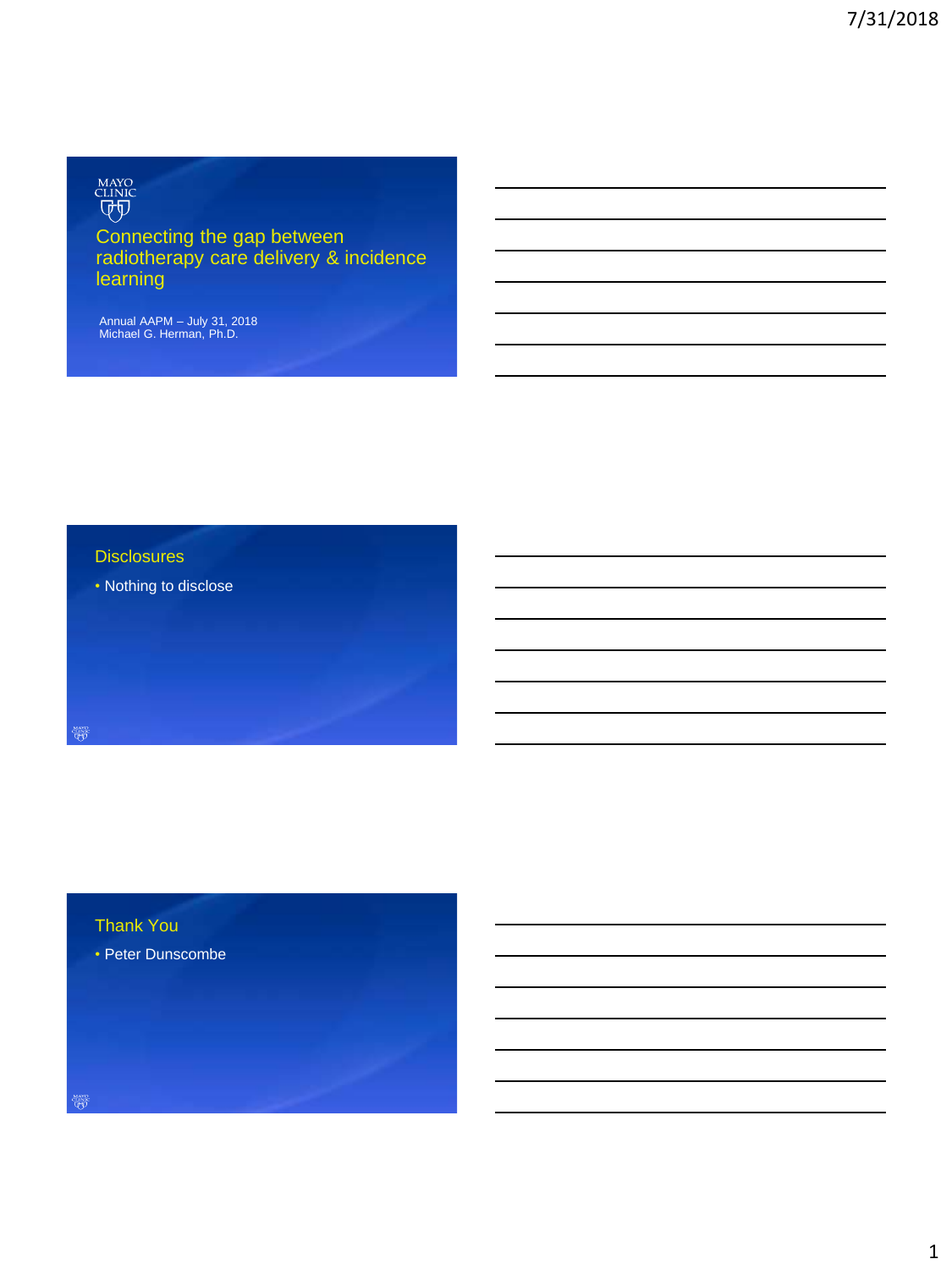# Connecting the gap between radiotherapy care delivery & incidence learning

Annual AAPM – July 31, 2018
Michael G. Herman, Ph.D.

## Disclosures

- Nothing to disclose

## Thank You

- Peter Dunscombe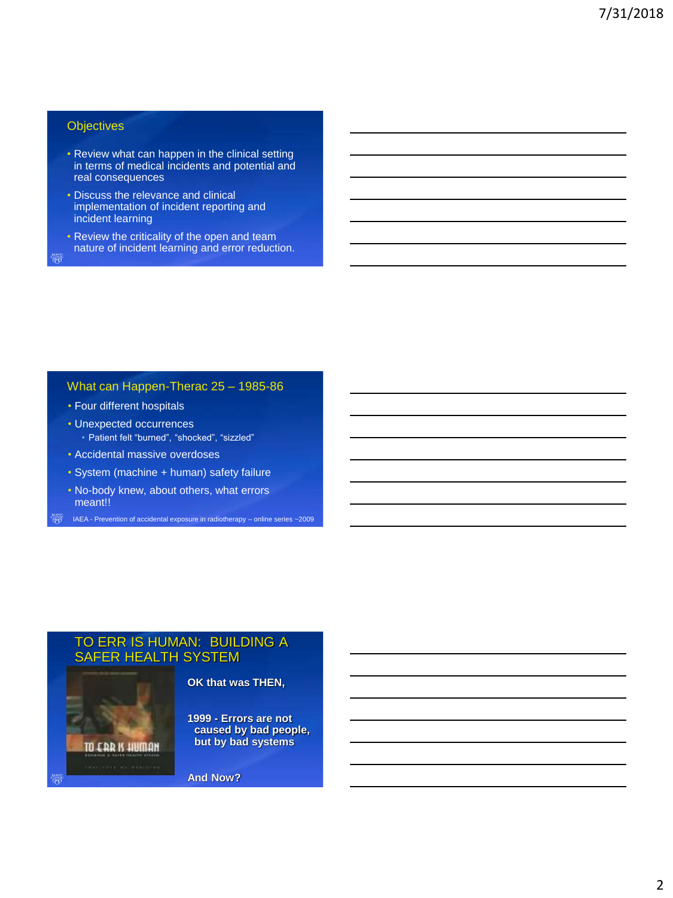## Objectives

- Review what can happen in the clinical setting in terms of medical incidents and potential and real consequences
- Discuss the relevance and clinical implementation of incident reporting and incident learning
- Review the criticality of the open and team nature of incident learning and error reduction.

## What can Happen-Therac 25 – 1985-86

- Four different hospitals
- Unexpected occurrences
  - Patient felt "burned", "shocked", "sizzled"
- Accidental massive overdoses
- System (machine + human) safety failure
- No-body knew, about others, what errors meant!!

IAEA - Prevention of accidental exposure in radiotherapy – online series ~2009

## TO ERR IS HUMAN: BUILDING A SAFER HEALTH SYSTEM

**OK that was THEN,**

**1999 - Errors are not caused by bad people, but by bad systems**

**And Now?**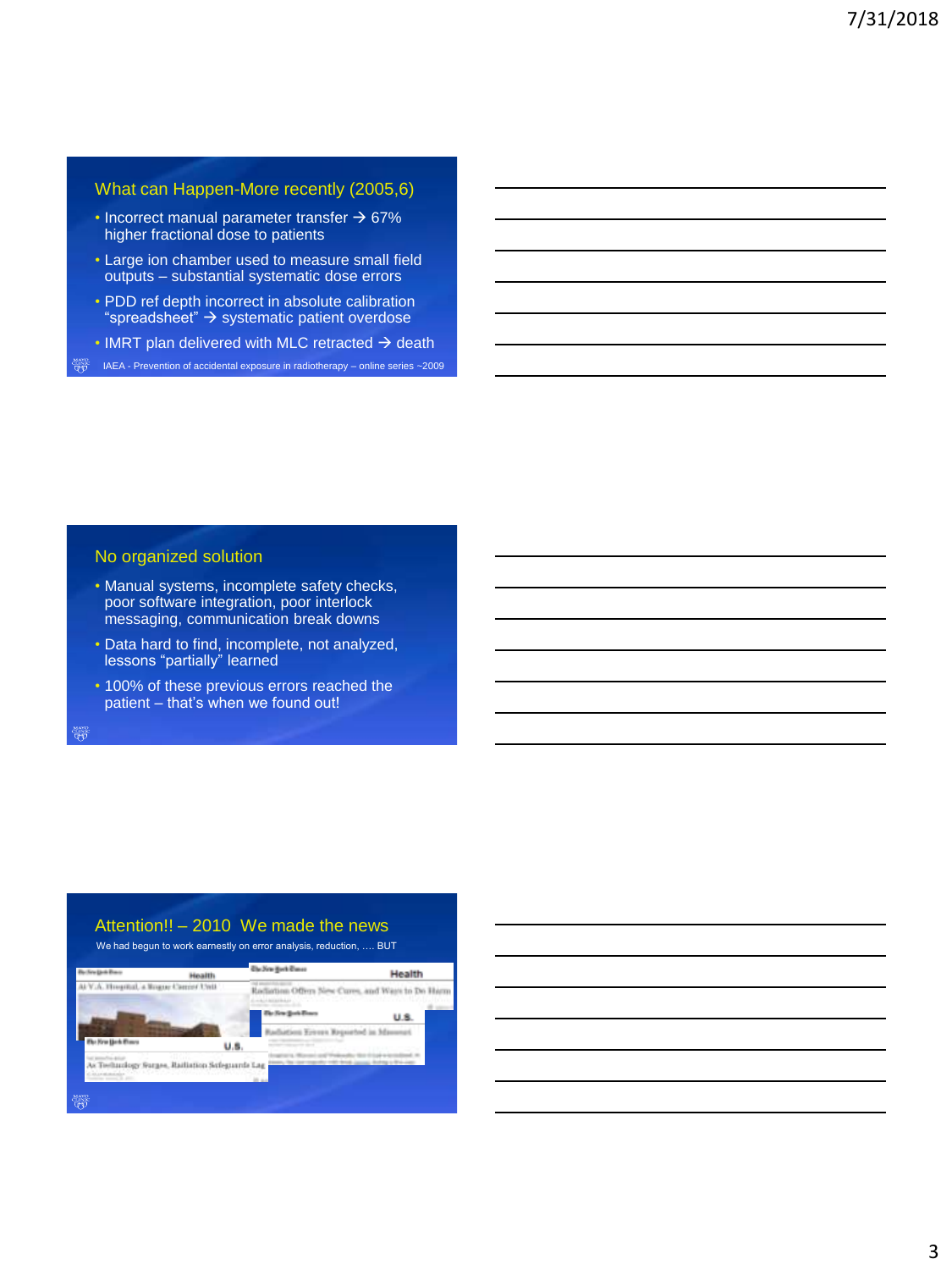## What can Happen-More recently (2005,6)

- Incorrect manual parameter transfer → 67% higher fractional dose to patients
- Large ion chamber used to measure small field outputs – substantial systematic dose errors
- PDD ref depth incorrect in absolute calibration "spreadsheet" → systematic patient overdose
- IMRT plan delivered with MLC retracted → death

IAEA - Prevention of accidental exposure in radiotherapy – online series ~2009

## No organized solution

- Manual systems, incomplete safety checks, poor software integration, poor interlock messaging, communication break downs
- Data hard to find, incomplete, not analyzed, lessons "partially" learned
- 100% of these previous errors reached the patient – that's when we found out!

## Attention!! – 2010 We made the news

We had begun to work earnestly on error analysis, reduction, …. BUT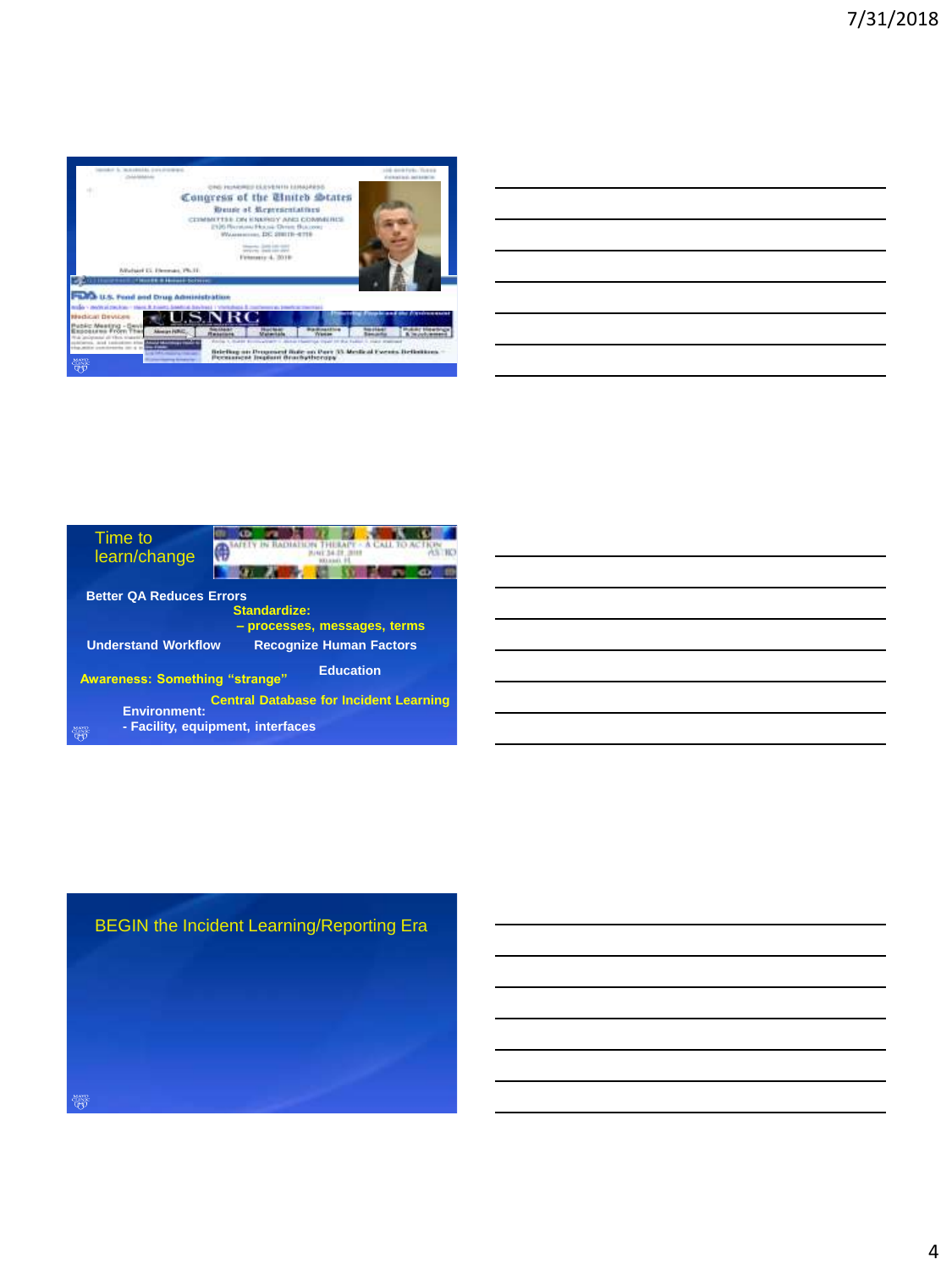Congress of the United States

House of Representatives

Committee on Energy and Commerce

U.S. Food and Drug Administration

U.S.NRC

## Time to learn/change

Safety in Radiation Therapy – A Call to Action

Better QA Reduces Errors

Standardize:
– processes, messages, terms

Understand Workflow

Recognize Human Factors

Awareness: Something "strange"

Education

Central Database for Incident Learning

Environment:
- Facility, equipment, interfaces

## BEGIN the Incident Learning/Reporting Era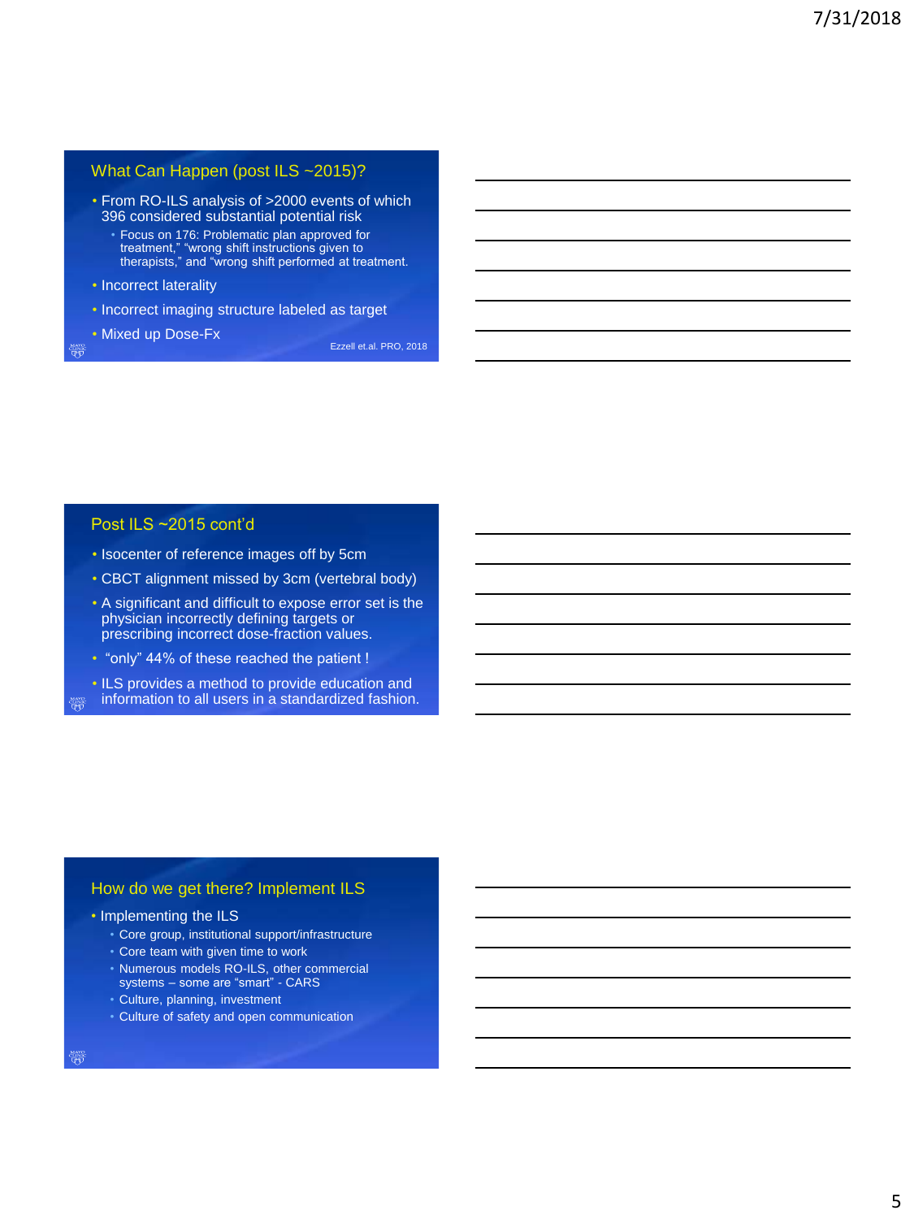## What Can Happen (post ILS ~2015)?

- From RO-ILS analysis of >2000 events of which 396 considered substantial potential risk
  - Focus on 176: Problematic plan approved for treatment," "wrong shift instructions given to therapists," and "wrong shift performed at treatment.
- Incorrect laterality
- Incorrect imaging structure labeled as target
- Mixed up Dose-Fx

Ezzell et.al. PRO, 2018

## Post ILS ~2015 cont'd

- Isocenter of reference images off by 5cm
- CBCT alignment missed by 3cm (vertebral body)
- A significant and difficult to expose error set is the physician incorrectly defining targets or prescribing incorrect dose-fraction values.
- "only" 44% of these reached the patient !
- ILS provides a method to provide education and information to all users in a standardized fashion.

## How do we get there? Implement ILS

- Implementing the ILS
  - Core group, institutional support/infrastructure
  - Core team with given time to work
  - Numerous models RO-ILS, other commercial systems – some are "smart" - CARS
  - Culture, planning, investment
  - Culture of safety and open communication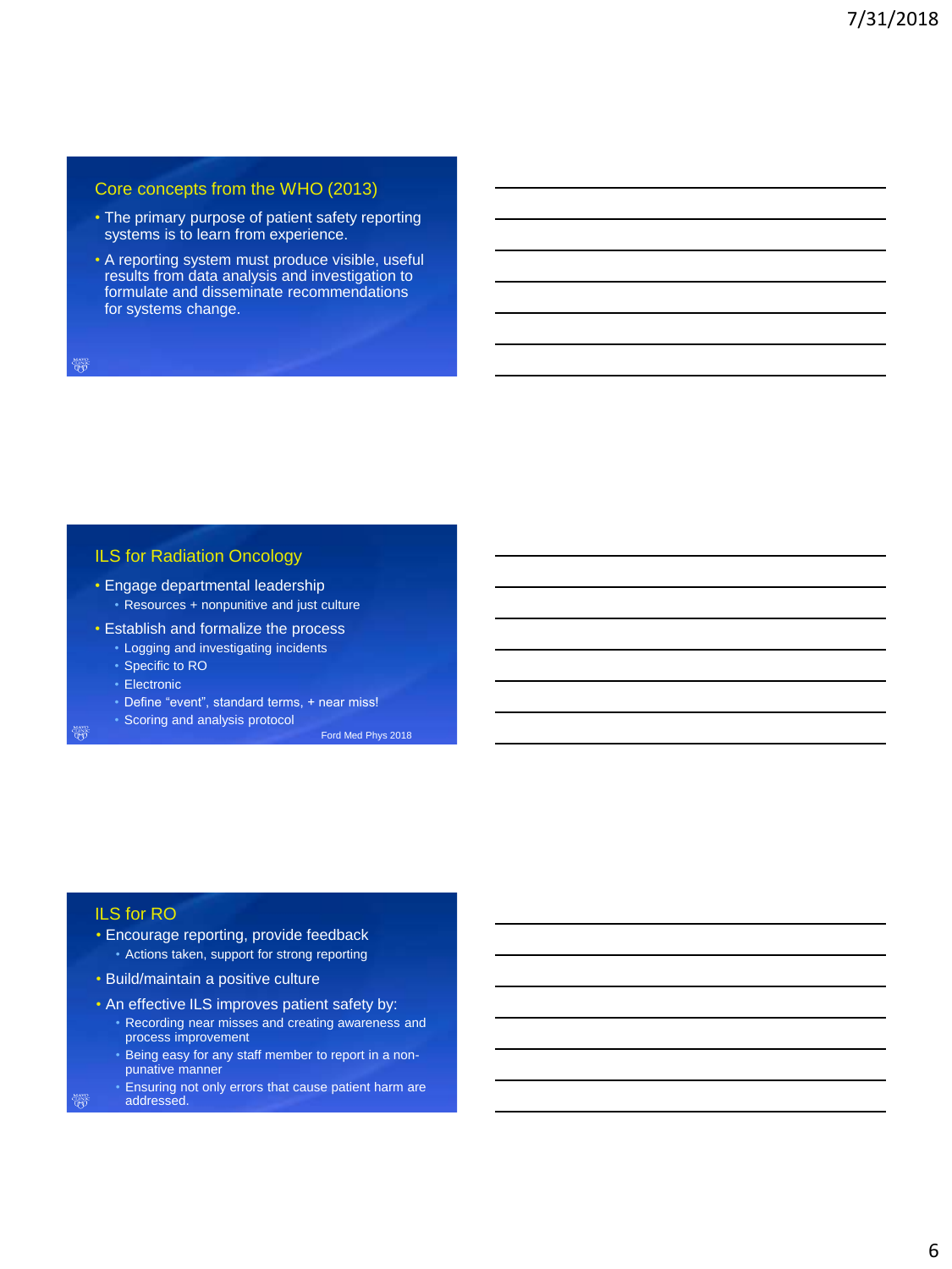## Core concepts from the WHO (2013)

- The primary purpose of patient safety reporting systems is to learn from experience.
- A reporting system must produce visible, useful results from data analysis and investigation to formulate and disseminate recommendations for systems change.

## ILS for Radiation Oncology

- Engage departmental leadership
  - Resources + nonpunitive and just culture
- Establish and formalize the process
  - Logging and investigating incidents
  - Specific to RO
  - Electronic
  - Define "event", standard terms, + near miss!
  - Scoring and analysis protocol

Ford Med Phys 2018

## ILS for RO

- Encourage reporting, provide feedback
  - Actions taken, support for strong reporting
- Build/maintain a positive culture
- An effective ILS improves patient safety by:
  - Recording near misses and creating awareness and process improvement
  - Being easy for any staff member to report in a non-punative manner
  - Ensuring not only errors that cause patient harm are addressed.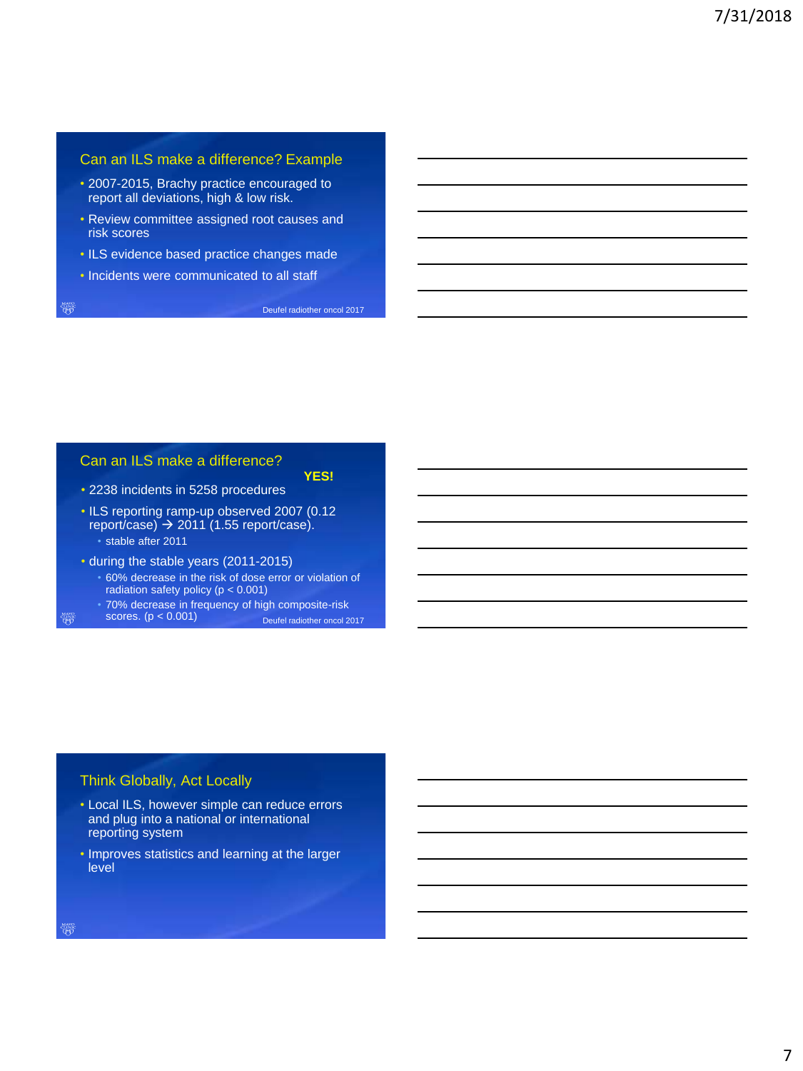## Can an ILS make a difference? Example

- 2007-2015, Brachy practice encouraged to report all deviations, high & low risk.
- Review committee assigned root causes and risk scores
- ILS evidence based practice changes made
- Incidents were communicated to all staff

Deufel radiother oncol 2017

## Can an ILS make a difference?

**YES!**

- 2238 incidents in 5258 procedures
- ILS reporting ramp-up observed 2007 (0.12 report/case) → 2011 (1.55 report/case).
  - stable after 2011
- during the stable years (2011-2015)
  - 60% decrease in the risk of dose error or violation of radiation safety policy ($p < 0.001$)
  - 70% decrease in frequency of high composite-risk scores. ($p < 0.001$)

Deufel radiother oncol 2017

## Think Globally, Act Locally

- Local ILS, however simple can reduce errors and plug into a national or international reporting system
- Improves statistics and learning at the larger level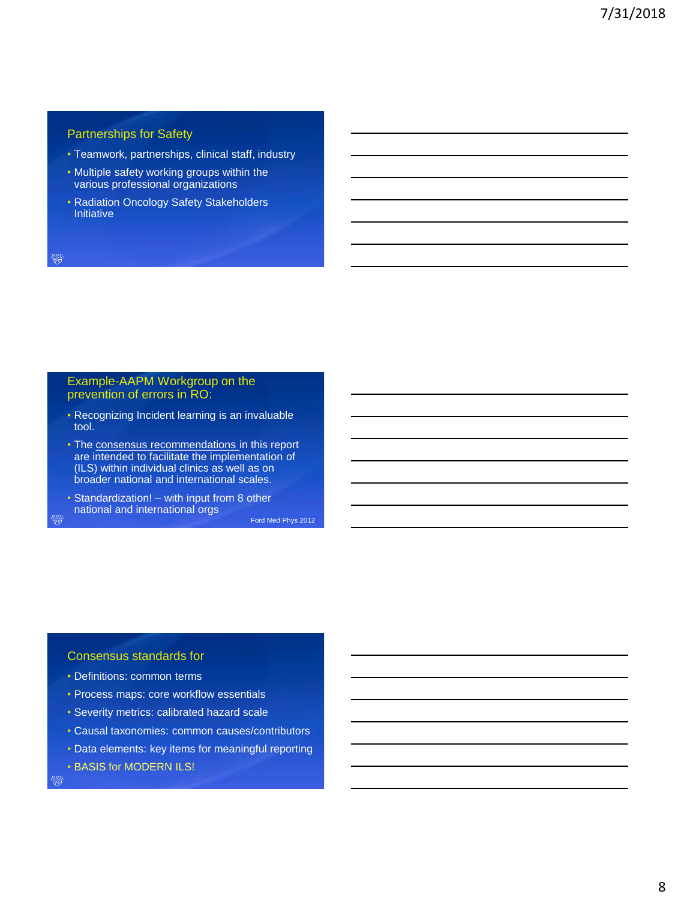## Partnerships for Safety

- Teamwork, partnerships, clinical staff, industry
- Multiple safety working groups within the various professional organizations
- Radiation Oncology Safety Stakeholders Initiative

## Example-AAPM Workgroup on the prevention of errors in RO:

- Recognizing Incident learning is an invaluable tool.
- The consensus recommendations in this report are intended to facilitate the implementation of (ILS) within individual clinics as well as on broader national and international scales.
- Standardization! – with input from 8 other national and international orgs

Ford Med Phys 2012

## Consensus standards for

- Definitions: common terms
- Process maps: core workflow essentials
- Severity metrics: calibrated hazard scale
- Causal taxonomies: common causes/contributors
- Data elements: key items for meaningful reporting
- BASIS for MODERN ILS!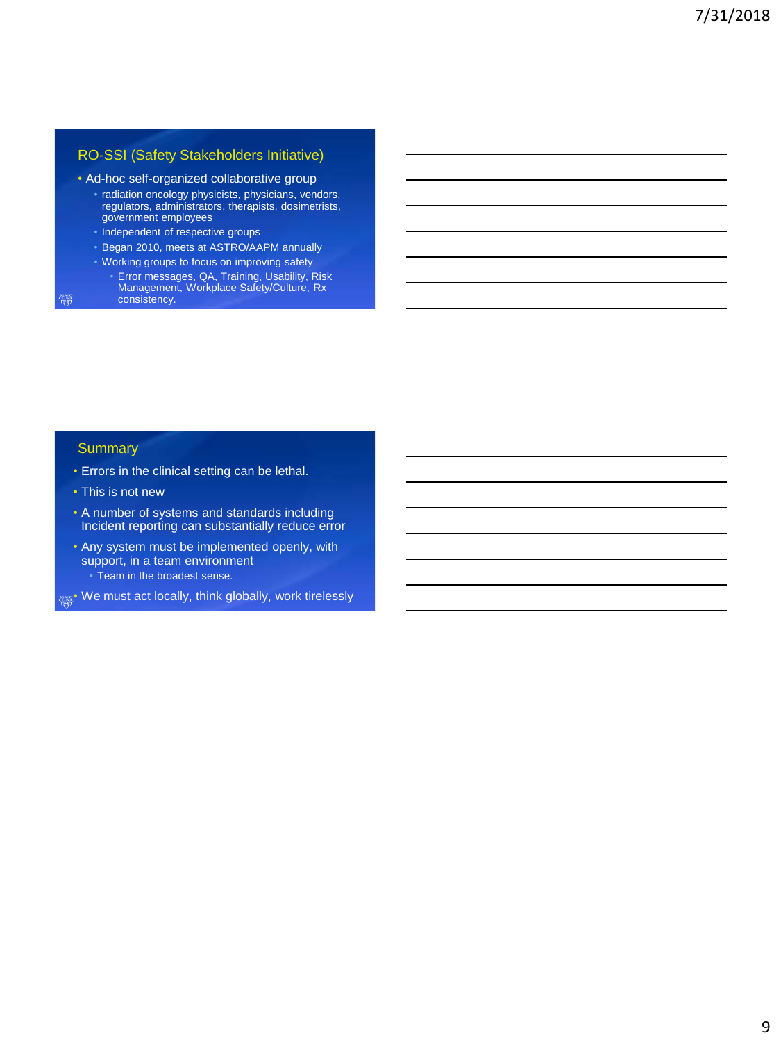## RO-SSI (Safety Stakeholders Initiative)

- Ad-hoc self-organized collaborative group
  - radiation oncology physicists, physicians, vendors, regulators, administrators, therapists, dosimetrists, government employees
  - Independent of respective groups
  - Began 2010, meets at ASTRO/AAPM annually
  - Working groups to focus on improving safety
    - Error messages, QA, Training, Usability, Risk Management, Workplace Safety/Culture, Rx consistency.

## Summary

- Errors in the clinical setting can be lethal.
- This is not new
- A number of systems and standards including Incident reporting can substantially reduce error
- Any system must be implemented openly, with support, in a team environment
  - Team in the broadest sense.
- We must act locally, think globally, work tirelessly